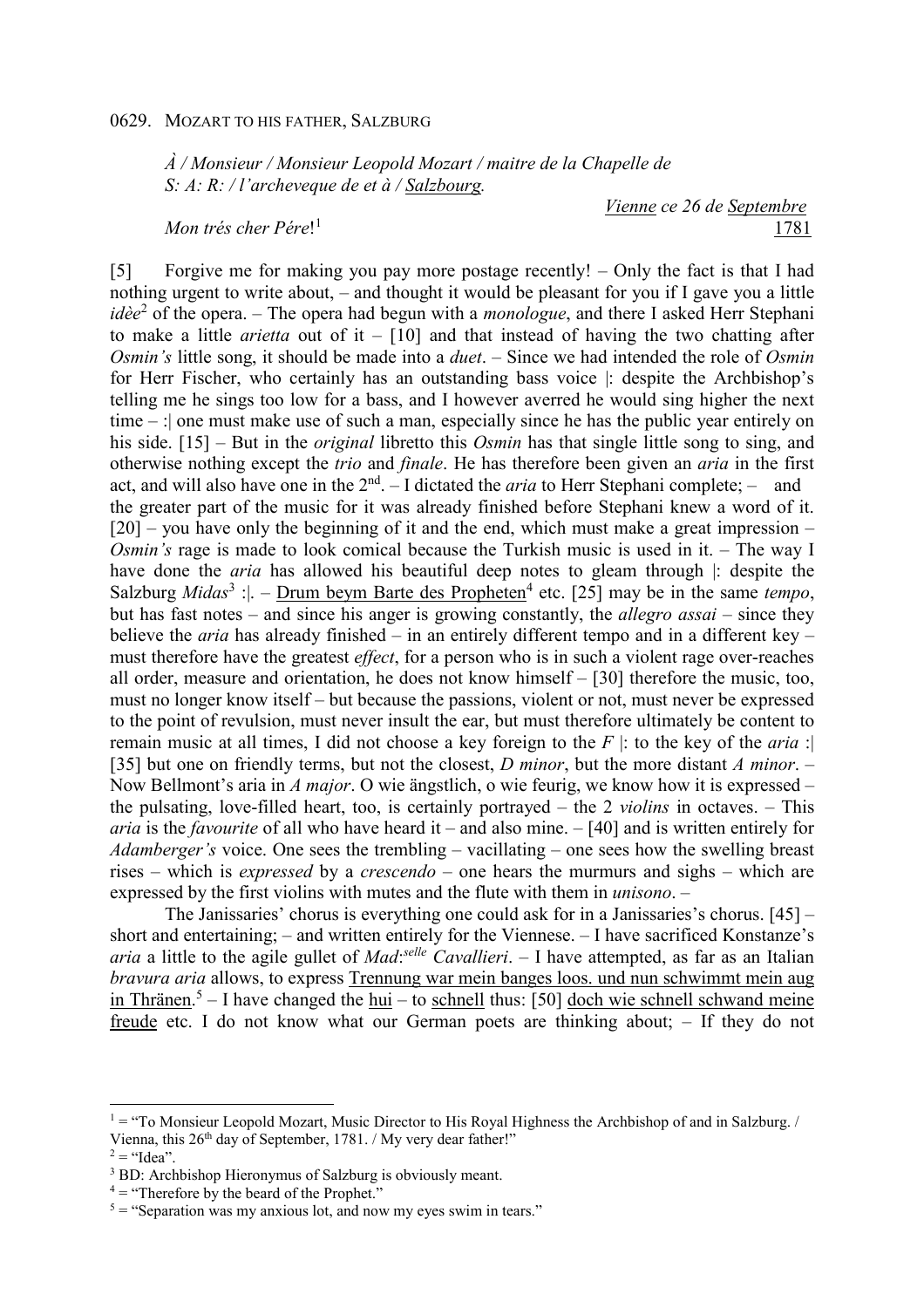0629. MOZART TO HIS FATHER, SALZBURG

*À / Monsieur / Monsieur Leopold Mozart / maitre de la Chapelle de S: A: R: / l'archeveque de et à / Salzbourg.*

<u>Vienne</u> *ce 26 de* <u>Septembre</u> <u>1781</u>

*Mon trés cher Pére*![1]

[5] Forgive me for making you pay more postage recently! – Only the fact is that I had nothing urgent to write about, – and thought it would be pleasant for you if I gave you a little *idèe*[2] of the opera. – The opera had begun with a *monologue*, and there I asked Herr Stephani to make a little *arietta* out of it – [10] and that instead of having the two chatting after *Osmin's* little song, it should be made into a *duet*. – Since we had intended the role of *Osmin* for Herr Fischer, who certainly has an outstanding bass voice |: despite the Archbishop's telling me he sings too low for a bass, and I however averred he would sing higher the next time – :| one must make use of such a man, especially since he has the public year entirely on his side. [15] – But in the *original* libretto this *Osmin* has that single little song to sing, and otherwise nothing except the *trio* and *finale*. He has therefore been given an *aria* in the first act, and will also have one in the 2nd. – I dictated the *aria* to Herr Stephani complete; – and the greater part of the music for it was already finished before Stephani knew a word of it. [20] – you have only the beginning of it and the end, which must make a great impression – *Osmin's* rage is made to look comical because the Turkish music is used in it. – The way I have done the *aria* has allowed his beautiful deep notes to gleam through |: despite the Salzburg *Midas*[3] :|. – <u>Drum beym Barte des Propheten</u>[4] etc. [25] may be in the same *tempo*, but has fast notes – and since his anger is growing constantly, the *allegro assai* – since they believe the *aria* has already finished – in an entirely different tempo and in a different key – must therefore have the greatest *effect*, for a person who is in such a violent rage over-reaches all order, measure and orientation, he does not know himself – [30] therefore the music, too, must no longer know itself – but because the passions, violent or not, must never be expressed to the point of revulsion, must never insult the ear, but must therefore ultimately be content to remain music at all times, I did not choose a key foreign to the *F* |: to the key of the *aria* :| [35] but one on friendly terms, but not the closest, *D minor*, but the more distant *A minor*. – Now Bellmont's aria in *A major*. O wie ängstlich, o wie feurig, we know how it is expressed – the pulsating, love-filled heart, too, is certainly portrayed – the 2 *violins* in octaves. – This *aria* is the *favourite* of all who have heard it – and also mine. – [40] and is written entirely for *Adamberger's* voice. One sees the trembling – vacillating – one sees how the swelling breast rises – which is *expressed* by a *crescendo* – one hears the murmurs and sighs – which are expressed by the first violins with mutes and the flute with them in *unisono*. –

The Janissaries' chorus is everything one could ask for in a Janissaries's chorus. [45] – short and entertaining; – and written entirely for the Viennese. – I have sacrificed Konstanze's *aria* a little to the agile gullet of *Mad:selle Cavallieri*. – I have attempted, as far as an Italian *bravura aria* allows, to express <u>Trennung war mein banges loos. und nun schwimmt mein aug in Thränen</u>.[5] – I have changed the <u>hui</u> – to <u>schnell</u> thus: [50] <u>doch wie schnell schwand meine freude</u> etc. I do not know what our German poets are thinking about; – If they do not

---

[1] = "To Monsieur Leopold Mozart, Music Director to His Royal Highness the Archbishop of and in Salzburg. / Vienna, this 26th day of September, 1781. / My very dear father!"

[2] = "Idea".

[3] BD: Archbishop Hieronymus of Salzburg is obviously meant.

[4] = "Therefore by the beard of the Prophet."

[5] = "Separation was my anxious lot, and now my eyes swim in tears."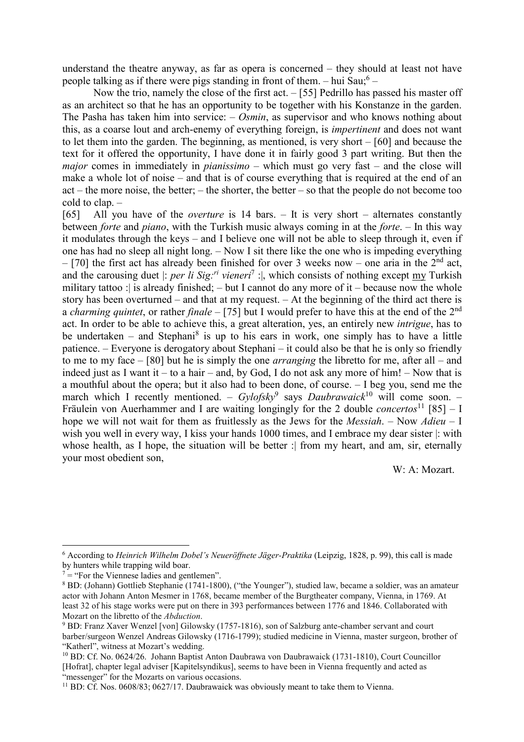understand the theatre anyway, as far as opera is concerned – they should at least not have people talking as if there were pigs standing in front of them. – hui Sau;[6] –

Now the trio, namely the close of the first act. – [55] Pedrillo has passed his master off as an architect so that he has an opportunity to be together with his Konstanze in the garden. The Pasha has taken him into service: – *Osmin*, as supervisor and who knows nothing about this, as a coarse lout and arch-enemy of everything foreign, is *impertinent* and does not want to let them into the garden. The beginning, as mentioned, is very short – [60] and because the text for it offered the opportunity, I have done it in fairly good 3 part writing. But then the *major* comes in immediately in *pianissimo* – which must go very fast – and the close will make a whole lot of noise – and that is of course everything that is required at the end of an act – the more noise, the better; – the shorter, the better – so that the people do not become too cold to clap. –

[65] All you have of the *overture* is 14 bars. – It is very short – alternates constantly between *forte* and *piano*, with the Turkish music always coming in at the *forte*. – In this way it modulates through the keys – and I believe one will not be able to sleep through it, even if one has had no sleep all night long. – Now I sit there like the one who is impeding everything – [70] the first act has already been finished for over 3 weeks now – one aria in the 2nd act, and the carousing duet |: *per li Sig:ri vieneri*[7] :|, which consists of nothing except my Turkish military tattoo :| is already finished; – but I cannot do any more of it – because now the whole story has been overturned – and that at my request. – At the beginning of the third act there is a *charming quintet*, or rather *finale* – [75] but I would prefer to have this at the end of the 2nd act. In order to be able to achieve this, a great alteration, yes, an entirely new *intrigue*, has to be undertaken – and Stephani[8] is up to his ears in work, one simply has to have a little patience. – Everyone is derogatory about Stephani – it could also be that he is only so friendly to me to my face – [80] but he is simply the one *arranging* the libretto for me, after all – and indeed just as I want it – to a hair – and, by God, I do not ask any more of him! – Now that is a mouthful about the opera; but it also had to been done, of course. – I beg you, send me the march which I recently mentioned. – *Gylofsky*[9] says *Daubrawaick*[10] will come soon. – Fräulein von Auerhammer and I are waiting longingly for the 2 double *concertos*[11] [85] – I hope we will not wait for them as fruitlessly as the Jews for the *Messiah*. – Now *Adieu* – I wish you well in every way, I kiss your hands 1000 times, and I embrace my dear sister |: with whose health, as I hope, the situation will be better :| from my heart, and am, sir, eternally your most obedient son,

W: A: Mozart.

---

[6] According to *Heinrich Wilhelm Dobel's Neueröffnete Jäger-Praktika* (Leipzig, 1828, p. 99), this call is made by hunters while trapping wild boar.

[7] = "For the Viennese ladies and gentlemen".

[8] BD: (Johann) Gottlieb Stephanie (1741-1800), ("the Younger"), studied law, became a soldier, was an amateur actor with Johann Anton Mesmer in 1768, became member of the Burgtheater company, Vienna, in 1769. At least 32 of his stage works were put on there in 393 performances between 1776 and 1846. Collaborated with Mozart on the libretto of the *Abduction*.

[9] BD: Franz Xaver Wenzel [von] Gilowsky (1757-1816), son of Salzburg ante-chamber servant and court barber/surgeon Wenzel Andreas Gilowsky (1716-1799); studied medicine in Vienna, master surgeon, brother of "Katherl", witness at Mozart's wedding.

[10] BD: Cf. No. 0624/26. Johann Baptist Anton Daubrawa von Daubrawaick (1731-1810), Court Councillor [Hofrat], chapter legal adviser [Kapitelsyndikus], seems to have been in Vienna frequently and acted as "messenger" for the Mozarts on various occasions.

[11] BD: Cf. Nos. 0608/83; 0627/17. Daubrawaick was obviously meant to take them to Vienna.